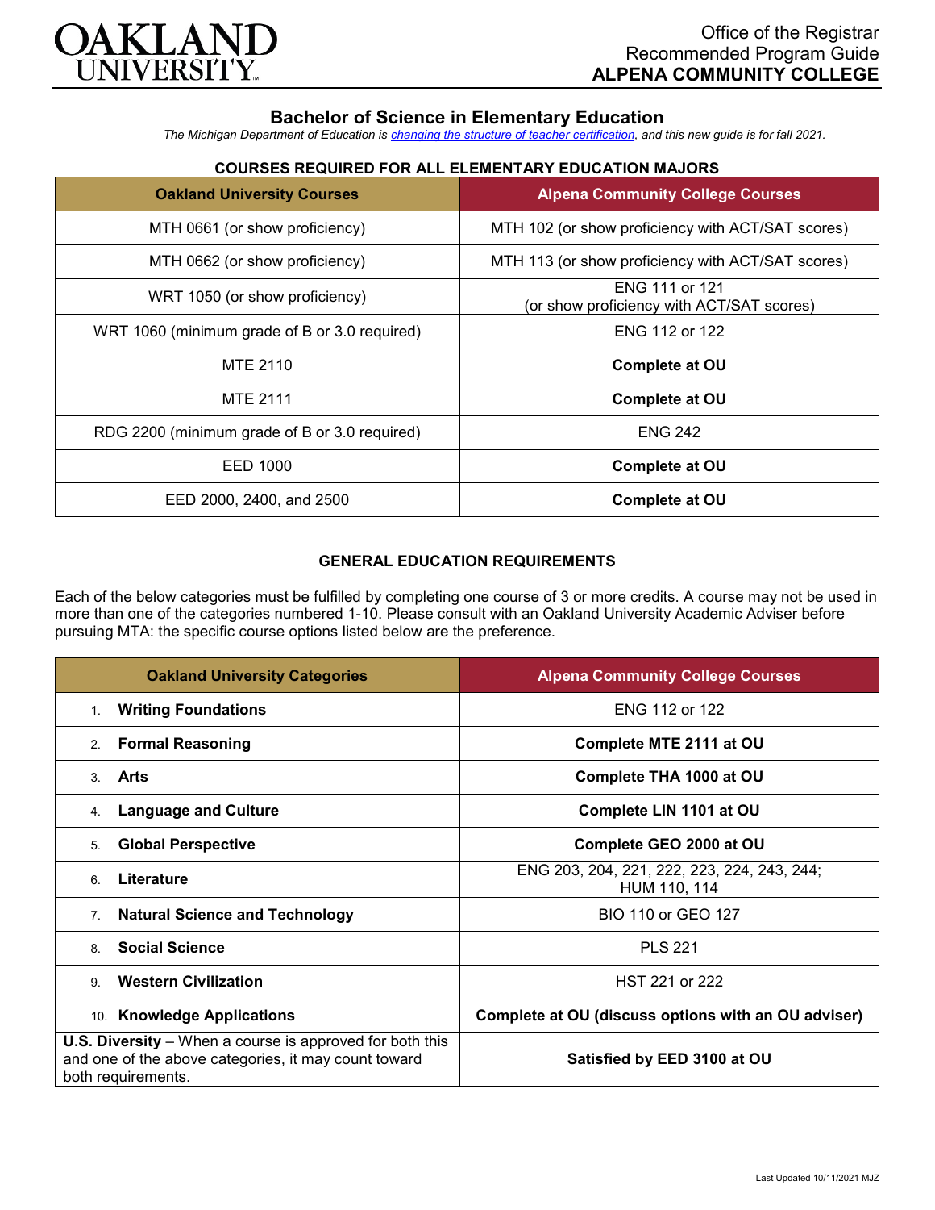Office of the Registrar
Recommended Program Guide
**ALPENA COMMUNITY COLLEGE**

# Bachelor of Science in Elementary Education

*The Michigan Department of Education is changing the structure of teacher certification, and this new guide is for fall 2021.*

## COURSES REQUIRED FOR ALL ELEMENTARY EDUCATION MAJORS

| Oakland University Courses | Alpena Community College Courses |
|---|---|
| MTH 0661 (or show proficiency) | MTH 102 (or show proficiency with ACT/SAT scores) |
| MTH 0662 (or show proficiency) | MTH 113 (or show proficiency with ACT/SAT scores) |
| WRT 1050 (or show proficiency) | ENG 111 or 121 (or show proficiency with ACT/SAT scores) |
| WRT 1060 (minimum grade of B or 3.0 required) | ENG 112 or 122 |
| MTE 2110 | **Complete at OU** |
| MTE 2111 | **Complete at OU** |
| RDG 2200 (minimum grade of B or 3.0 required) | ENG 242 |
| EED 1000 | **Complete at OU** |
| EED 2000, 2400, and 2500 | **Complete at OU** |

## GENERAL EDUCATION REQUIREMENTS

Each of the below categories must be fulfilled by completing one course of 3 or more credits. A course may not be used in more than one of the categories numbered 1-10. Please consult with an Oakland University Academic Adviser before pursuing MTA: the specific course options listed below are the preference.

| Oakland University Categories | Alpena Community College Courses |
|---|---|
| 1. **Writing Foundations** | ENG 112 or 122 |
| 2. **Formal Reasoning** | **Complete MTE 2111 at OU** |
| 3. **Arts** | **Complete THA 1000 at OU** |
| 4. **Language and Culture** | **Complete LIN 1101 at OU** |
| 5. **Global Perspective** | **Complete GEO 2000 at OU** |
| 6. **Literature** | ENG 203, 204, 221, 222, 223, 224, 243, 244; HUM 110, 114 |
| 7. **Natural Science and Technology** | BIO 110 or GEO 127 |
| 8. **Social Science** | PLS 221 |
| 9. **Western Civilization** | HST 221 or 222 |
| 10. **Knowledge Applications** | **Complete at OU (discuss options with an OU adviser)** |
| **U.S. Diversity** – When a course is approved for both this and one of the above categories, it may count toward both requirements. | **Satisfied by EED 3100 at OU** |

Last Updated 10/11/2021 MJZ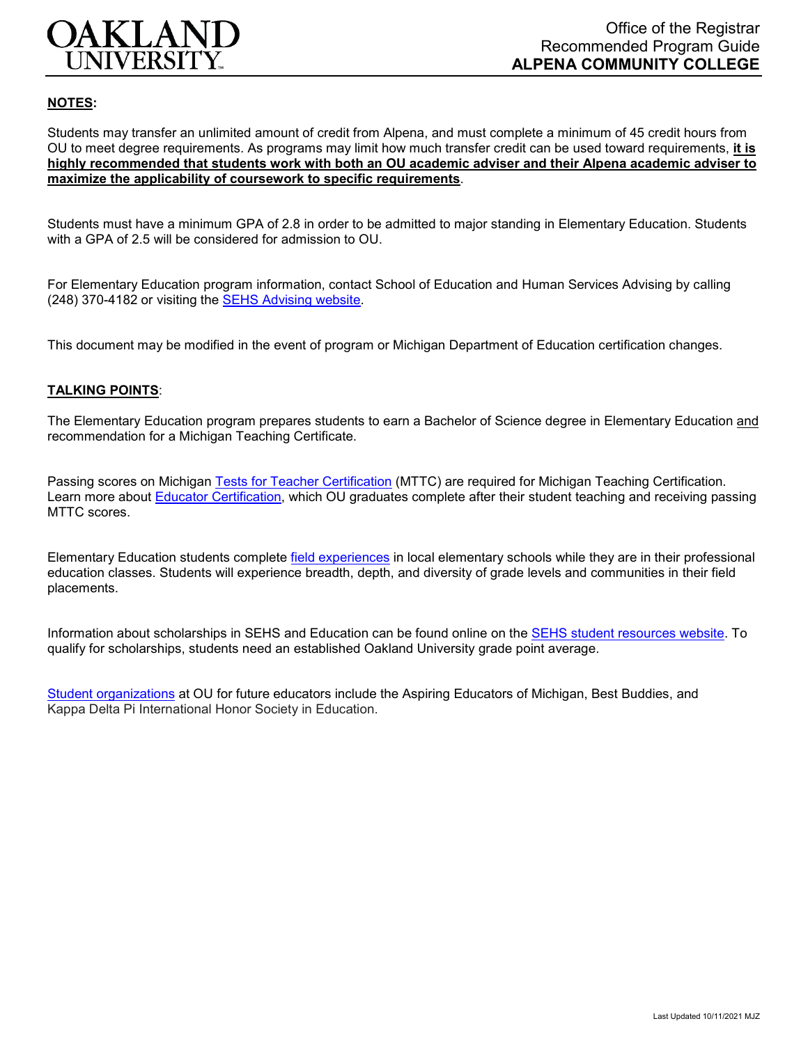**NOTES:**

Students may transfer an unlimited amount of credit from Alpena, and must complete a minimum of 45 credit hours from OU to meet degree requirements. As programs may limit how much transfer credit can be used toward requirements, **it is highly recommended that students work with both an OU academic adviser and their Alpena academic adviser to maximize the applicability of coursework to specific requirements**.

Students must have a minimum GPA of 2.8 in order to be admitted to major standing in Elementary Education. Students with a GPA of 2.5 will be considered for admission to OU.

For Elementary Education program information, contact School of Education and Human Services Advising by calling (248) 370-4182 or visiting the SEHS Advising website.

This document may be modified in the event of program or Michigan Department of Education certification changes.

**TALKING POINTS**:

The Elementary Education program prepares students to earn a Bachelor of Science degree in Elementary Education and recommendation for a Michigan Teaching Certificate.

Passing scores on Michigan Tests for Teacher Certification (MTTC) are required for Michigan Teaching Certification. Learn more about Educator Certification, which OU graduates complete after their student teaching and receiving passing MTTC scores.

Elementary Education students complete field experiences in local elementary schools while they are in their professional education classes. Students will experience breadth, depth, and diversity of grade levels and communities in their field placements.

Information about scholarships in SEHS and Education can be found online on the SEHS student resources website. To qualify for scholarships, students need an established Oakland University grade point average.

Student organizations at OU for future educators include the Aspiring Educators of Michigan, Best Buddies, and Kappa Delta Pi International Honor Society in Education.